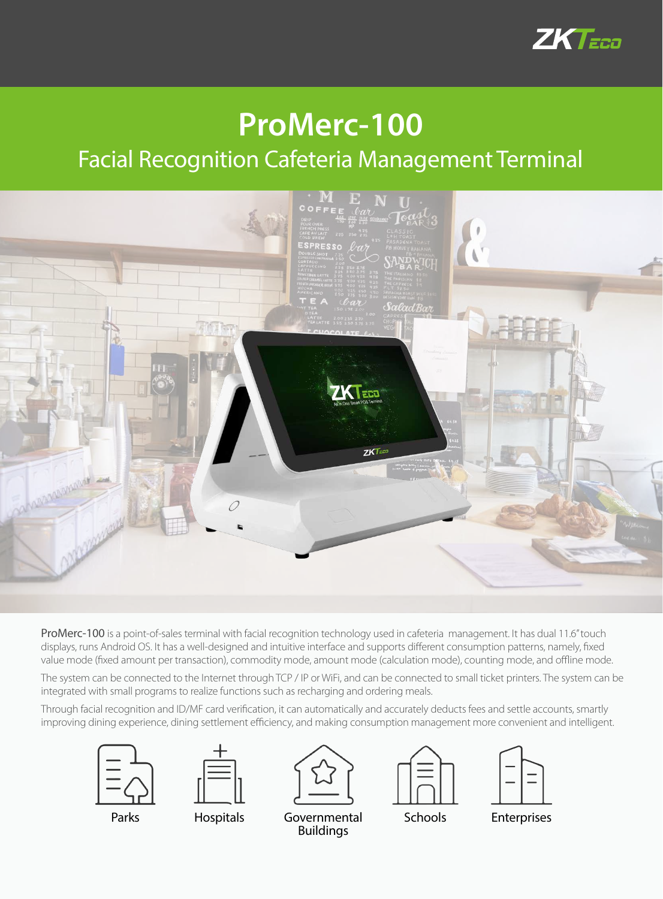# ProMerc-100

## Facial Recognition Cafeteria Management Terminal

ProMerc-100 is a point-of-sales terminal with facial recognition technology used in cafeteria management. It has dual 11.6" touch displays, runs Android OS. It has a well-designed and intuitive interface and supports different consumption patterns, namely, fixed value mode (fixed amount per transaction), commodity mode, amount mode (calculation mode), counting mode, and offline mode.

The system can be connected to the Internet through TCP / IP or WiFi, and can be connected to small ticket printers. The system can be integrated with small programs to realize functions such as recharging and ordering meals.

Through facial recognition and ID/MF card verification, it can automatically and accurately deducts fees and settle accounts, smartly improving dining experience, dining settlement efficiency, and making consumption management more convenient and intelligent.

Parks

Hospitals

Governmental Buildings

Schools

Enterprises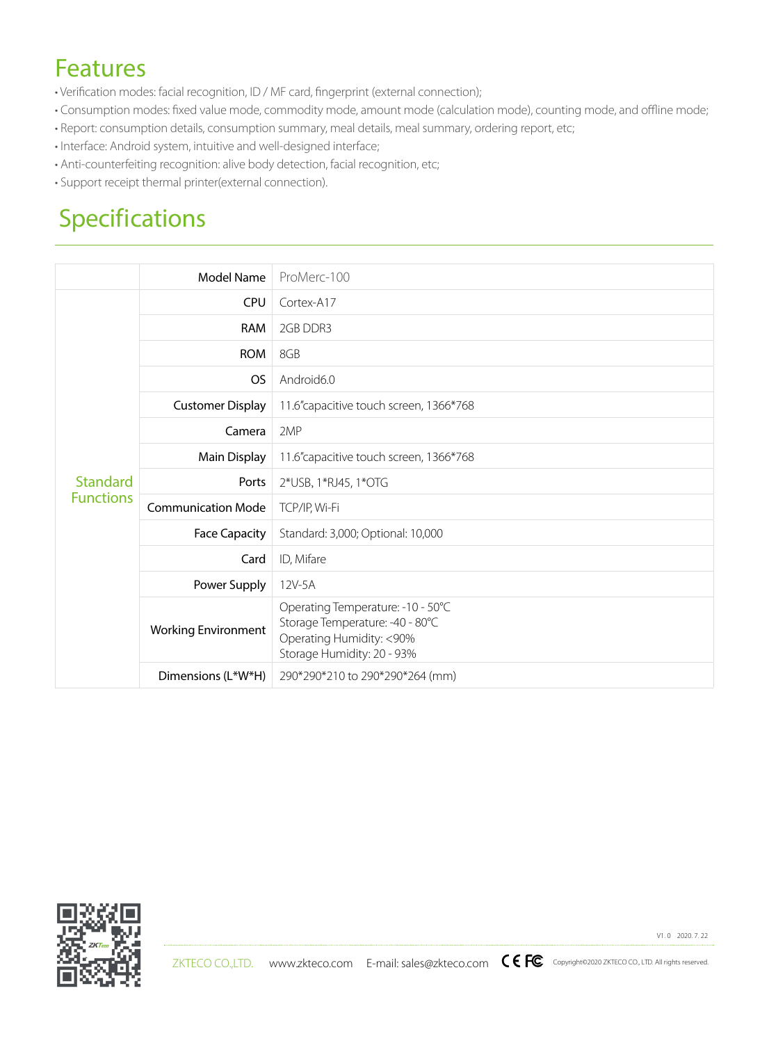# Features

- Verification modes: facial recognition, ID / MF card, fingerprint (external connection);
- Consumption modes: fixed value mode, commodity mode, amount mode (calculation mode), counting mode, and offline mode;
- Report: consumption details, consumption summary, meal details, meal summary, ordering report, etc;
- Interface: Android system, intuitive and well-designed interface;
- Anti-counterfeiting recognition: alive body detection, facial recognition, etc;
- Support receipt thermal printer(external connection).

# Specifications

| | | |
|---|---|---|
| | Model Name | ProMerc-100 |
| Standard Functions | CPU | Cortex-A17 |
| | RAM | 2GB DDR3 |
| | ROM | 8GB |
| | OS | Android6.0 |
| | Customer Display | 11.6"capacitive touch screen, 1366*768 |
| | Camera | 2MP |
| | Main Display | 11.6"capacitive touch screen, 1366*768 |
| | Ports | 2*USB, 1*RJ45, 1*OTG |
| | Communication Mode | TCP/IP, Wi-Fi |
| | Face Capacity | Standard: 3,000; Optional: 10,000 |
| | Card | ID, Mifare |
| | Power Supply | 12V-5A |
| | Working Environment | Operating Temperature: -10 - 50℃<br>Storage Temperature: -40 - 80℃<br>Operating Humidity: <90%<br>Storage Humidity: 20 - 93% |
| | Dimensions (L*W*H) | 290*290*210 to 290*290*264 (mm) |

V1.0 2020.7.22

ZKTECO CO.,LTD. www.zkteco.com E-mail: sales@zkteco.com CE FC Copyright©2020 ZKTECO CO., LTD. All rights reserved.